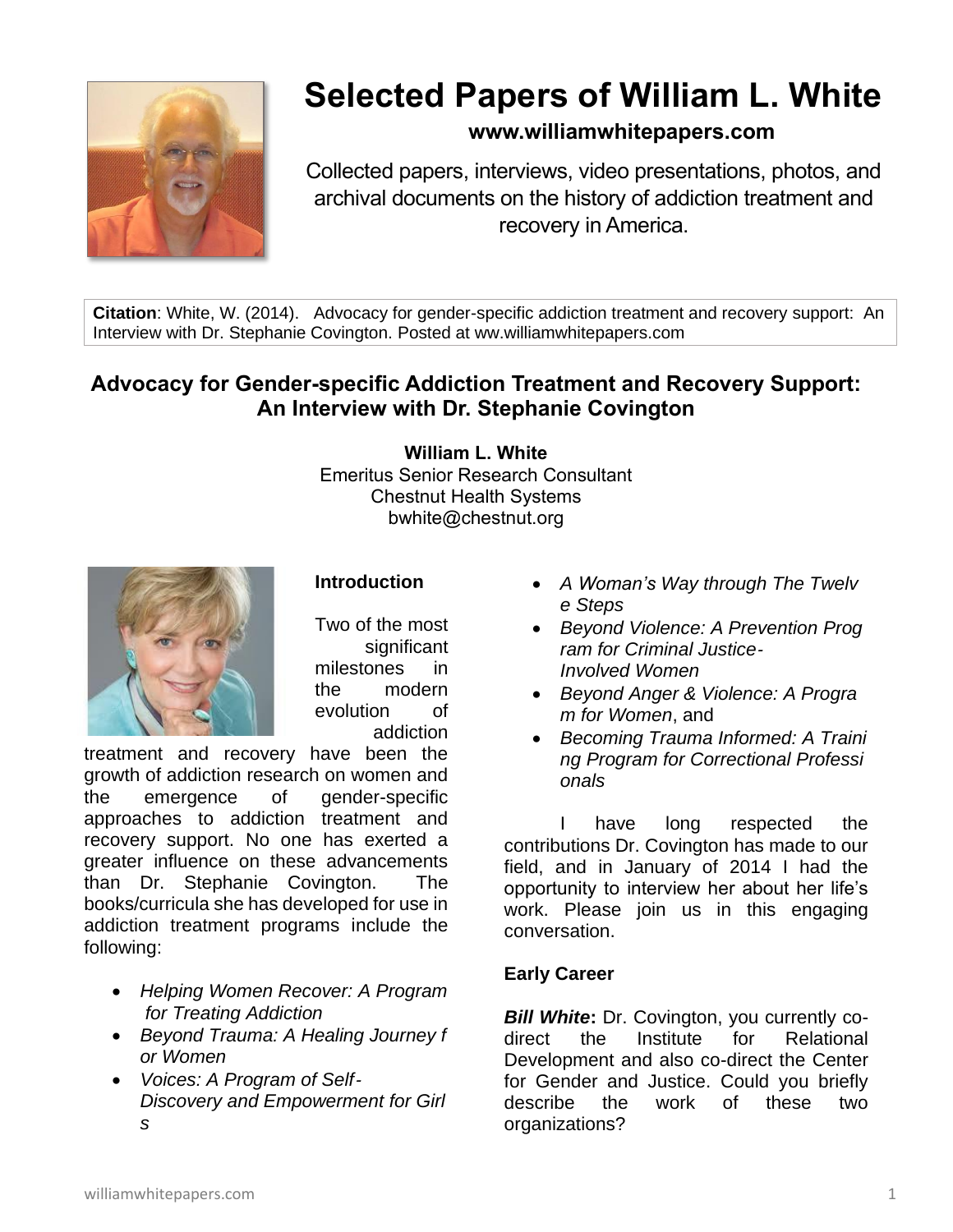# Selected Papers of William L. White

**www.williamwhitepapers.com**

Collected papers, interviews, video presentations, photos, and archival documents on the history of addiction treatment and recovery in America.

**Citation**: White, W. (2014). Advocacy for gender-specific addiction treatment and recovery support: An Interview with Dr. Stephanie Covington. Posted at ww.williamwhitepapers.com

## Advocacy for Gender-specific Addiction Treatment and Recovery Support: An Interview with Dr. Stephanie Covington

**William L. White**
Emeritus Senior Research Consultant
Chestnut Health Systems
bwhite@chestnut.org

### Introduction

Two of the most significant milestones in the modern evolution of addiction treatment and recovery have been the growth of addiction research on women and the emergence of gender-specific approaches to addiction treatment and recovery support. No one has exerted a greater influence on these advancements than Dr. Stephanie Covington. The books/curricula she has developed for use in addiction treatment programs include the following:

- *Helping Women Recover: A Program for Treating Addiction*
- *Beyond Trauma: A Healing Journey for Women*
- *Voices: A Program of Self-Discovery and Empowerment for Girls*
- *A Woman's Way through The Twelve Steps*
- *Beyond Violence: A Prevention Program for Criminal Justice-Involved Women*
- *Beyond Anger & Violence: A Program for Women*, and
- *Becoming Trauma Informed: A Training Program for Correctional Professionals*

I have long respected the contributions Dr. Covington has made to our field, and in January of 2014 I had the opportunity to interview her about her life's work. Please join us in this engaging conversation.

### Early Career

***Bill White*:** Dr. Covington, you currently co-direct the Institute for Relational Development and also co-direct the Center for Gender and Justice. Could you briefly describe the work of these two organizations?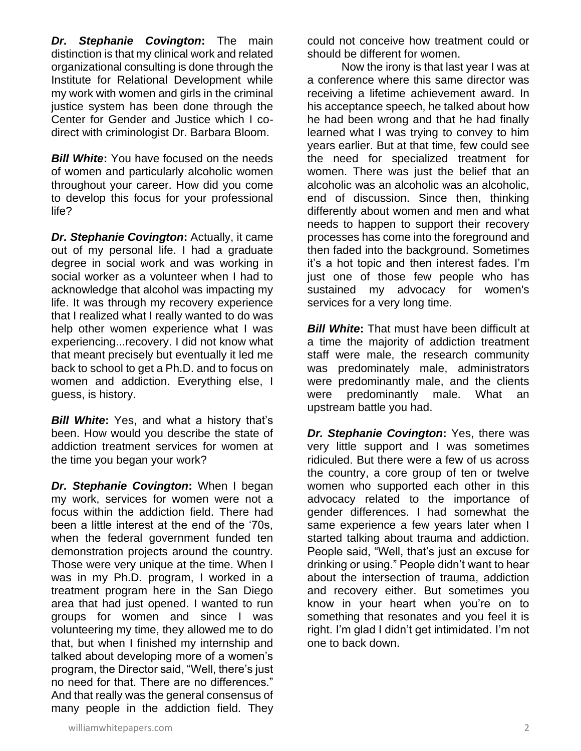***Dr. Stephanie Covington*:** The main distinction is that my clinical work and related organizational consulting is done through the Institute for Relational Development while my work with women and girls in the criminal justice system has been done through the Center for Gender and Justice which I co-direct with criminologist Dr. Barbara Bloom.

***Bill White*:** You have focused on the needs of women and particularly alcoholic women throughout your career. How did you come to develop this focus for your professional life?

***Dr. Stephanie Covington*:** Actually, it came out of my personal life. I had a graduate degree in social work and was working in social worker as a volunteer when I had to acknowledge that alcohol was impacting my life. It was through my recovery experience that I realized what I really wanted to do was help other women experience what I was experiencing...recovery. I did not know what that meant precisely but eventually it led me back to school to get a Ph.D. and to focus on women and addiction. Everything else, I guess, is history.

***Bill White*:** Yes, and what a history that's been. How would you describe the state of addiction treatment services for women at the time you began your work?

***Dr. Stephanie Covington*:** When I began my work, services for women were not a focus within the addiction field. There had been a little interest at the end of the '70s, when the federal government funded ten demonstration projects around the country. Those were very unique at the time. When I was in my Ph.D. program, I worked in a treatment program here in the San Diego area that had just opened. I wanted to run groups for women and since I was volunteering my time, they allowed me to do that, but when I finished my internship and talked about developing more of a women's program, the Director said, "Well, there's just no need for that. There are no differences." And that really was the general consensus of many people in the addiction field. They could not conceive how treatment could or should be different for women.

Now the irony is that last year I was at a conference where this same director was receiving a lifetime achievement award. In his acceptance speech, he talked about how he had been wrong and that he had finally learned what I was trying to convey to him years earlier. But at that time, few could see the need for specialized treatment for women. There was just the belief that an alcoholic was an alcoholic was an alcoholic, end of discussion. Since then, thinking differently about women and men and what needs to happen to support their recovery processes has come into the foreground and then faded into the background. Sometimes it's a hot topic and then interest fades. I'm just one of those few people who has sustained my advocacy for women's services for a very long time.

***Bill White*:** That must have been difficult at a time the majority of addiction treatment staff were male, the research community was predominately male, administrators were predominantly male, and the clients were predominantly male. What an upstream battle you had.

***Dr. Stephanie Covington*:** Yes, there was very little support and I was sometimes ridiculed. But there were a few of us across the country, a core group of ten or twelve women who supported each other in this advocacy related to the importance of gender differences. I had somewhat the same experience a few years later when I started talking about trauma and addiction. People said, "Well, that's just an excuse for drinking or using." People didn't want to hear about the intersection of trauma, addiction and recovery either. But sometimes you know in your heart when you're on to something that resonates and you feel it is right. I'm glad I didn't get intimidated. I'm not one to back down.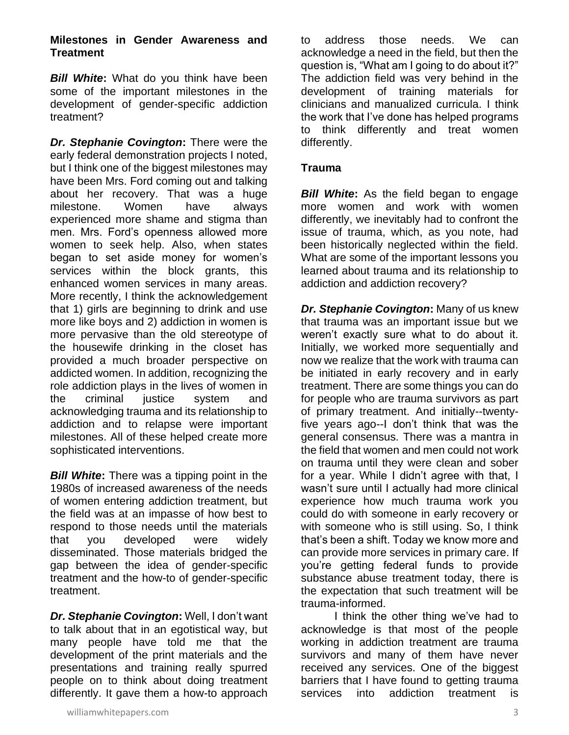**Milestones in Gender Awareness and Treatment**

***Bill White*:** What do you think have been some of the important milestones in the development of gender-specific addiction treatment?

***Dr. Stephanie Covington*:** There were the early federal demonstration projects I noted, but I think one of the biggest milestones may have been Mrs. Ford coming out and talking about her recovery. That was a huge milestone. Women have always experienced more shame and stigma than men. Mrs. Ford's openness allowed more women to seek help. Also, when states began to set aside money for women's services within the block grants, this enhanced women services in many areas. More recently, I think the acknowledgement that 1) girls are beginning to drink and use more like boys and 2) addiction in women is more pervasive than the old stereotype of the housewife drinking in the closet has provided a much broader perspective on addicted women. In addition, recognizing the role addiction plays in the lives of women in the criminal justice system and acknowledging trauma and its relationship to addiction and to relapse were important milestones. All of these helped create more sophisticated interventions.

***Bill White*:** There was a tipping point in the 1980s of increased awareness of the needs of women entering addiction treatment, but the field was at an impasse of how best to respond to those needs until the materials that you developed were widely disseminated. Those materials bridged the gap between the idea of gender-specific treatment and the how-to of gender-specific treatment.

***Dr. Stephanie Covington*:** Well, I don't want to talk about that in an egotistical way, but many people have told me that the development of the print materials and the presentations and training really spurred people on to think about doing treatment differently. It gave them a how-to approach to address those needs. We can acknowledge a need in the field, but then the question is, "What am I going to do about it?" The addiction field was very behind in the development of training materials for clinicians and manualized curricula. I think the work that I've done has helped programs to think differently and treat women differently.

**Trauma**

***Bill White*:** As the field began to engage more women and work with women differently, we inevitably had to confront the issue of trauma, which, as you note, had been historically neglected within the field. What are some of the important lessons you learned about trauma and its relationship to addiction and addiction recovery?

***Dr. Stephanie Covington*:** Many of us knew that trauma was an important issue but we weren't exactly sure what to do about it. Initially, we worked more sequentially and now we realize that the work with trauma can be initiated in early recovery and in early treatment. There are some things you can do for people who are trauma survivors as part of primary treatment. And initially--twenty-five years ago--I don't think that was the general consensus. There was a mantra in the field that women and men could not work on trauma until they were clean and sober for a year. While I didn't agree with that, I wasn't sure until I actually had more clinical experience how much trauma work you could do with someone in early recovery or with someone who is still using. So, I think that's been a shift. Today we know more and can provide more services in primary care. If you're getting federal funds to provide substance abuse treatment today, there is the expectation that such treatment will be trauma-informed.

I think the other thing we've had to acknowledge is that most of the people working in addiction treatment are trauma survivors and many of them have never received any services. One of the biggest barriers that I have found to getting trauma services into addiction treatment is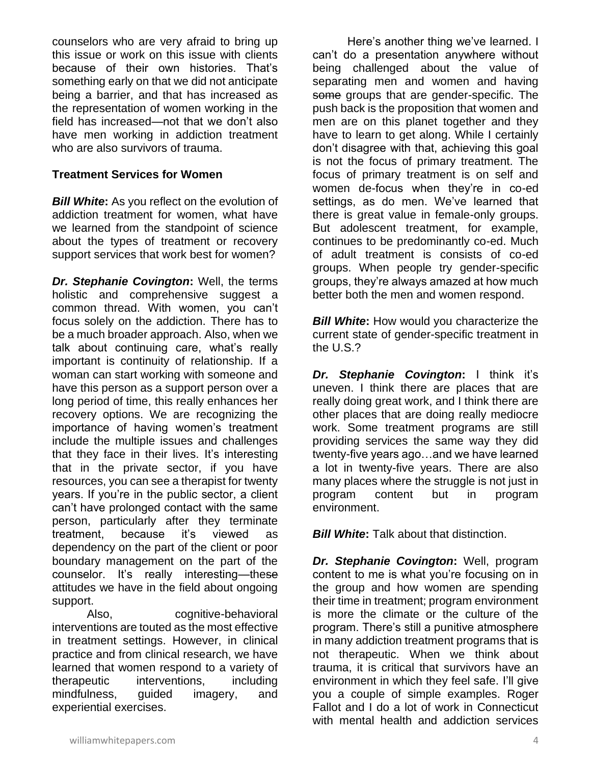counselors who are very afraid to bring up this issue or work on this issue with clients because of their own histories. That's something early on that we did not anticipate being a barrier, and that has increased as the representation of women working in the field has increased—not that we don't also have men working in addiction treatment who are also survivors of trauma.

**Treatment Services for Women**

***Bill White*:** As you reflect on the evolution of addiction treatment for women, what have we learned from the standpoint of science about the types of treatment or recovery support services that work best for women?

***Dr. Stephanie Covington*:** Well, the terms holistic and comprehensive suggest a common thread. With women, you can't focus solely on the addiction. There has to be a much broader approach. Also, when we talk about continuing care, what's really important is continuity of relationship. If a woman can start working with someone and have this person as a support person over a long period of time, this really enhances her recovery options. We are recognizing the importance of having women's treatment include the multiple issues and challenges that they face in their lives. It's interesting that in the private sector, if you have resources, you can see a therapist for twenty years. If you're in the public sector, a client can't have prolonged contact with the same person, particularly after they terminate treatment, because it's viewed as dependency on the part of the client or poor boundary management on the part of the counselor. It's really interesting—these attitudes we have in the field about ongoing support.

Also, cognitive-behavioral interventions are touted as the most effective in treatment settings. However, in clinical practice and from clinical research, we have learned that women respond to a variety of therapeutic interventions, including mindfulness, guided imagery, and experiential exercises.

Here's another thing we've learned. I can't do a presentation anywhere without being challenged about the value of separating men and women and having ~~some~~ groups that are gender-specific. The push back is the proposition that women and men are on this planet together and they have to learn to get along. While I certainly don't disagree with that, achieving this goal is not the focus of primary treatment. The focus of primary treatment is on self and women de-focus when they're in co-ed settings, as do men. We've learned that there is great value in female-only groups. But adolescent treatment, for example, continues to be predominantly co-ed. Much of adult treatment is consists of co-ed groups. When people try gender-specific groups, they're always amazed at how much better both the men and women respond.

***Bill White*:** How would you characterize the current state of gender-specific treatment in the U.S.?

***Dr. Stephanie Covington*:** I think it's uneven. I think there are places that are really doing great work, and I think there are other places that are doing really mediocre work. Some treatment programs are still providing services the same way they did twenty-five years ago…and we have learned a lot in twenty-five years. There are also many places where the struggle is not just in program content but in program environment.

***Bill White*:** Talk about that distinction.

***Dr. Stephanie Covington*:** Well, program content to me is what you're focusing on in the group and how women are spending their time in treatment; program environment is more the climate or the culture of the program. There's still a punitive atmosphere in many addiction treatment programs that is not therapeutic. When we think about trauma, it is critical that survivors have an environment in which they feel safe. I'll give you a couple of simple examples. Roger Fallot and I do a lot of work in Connecticut with mental health and addiction services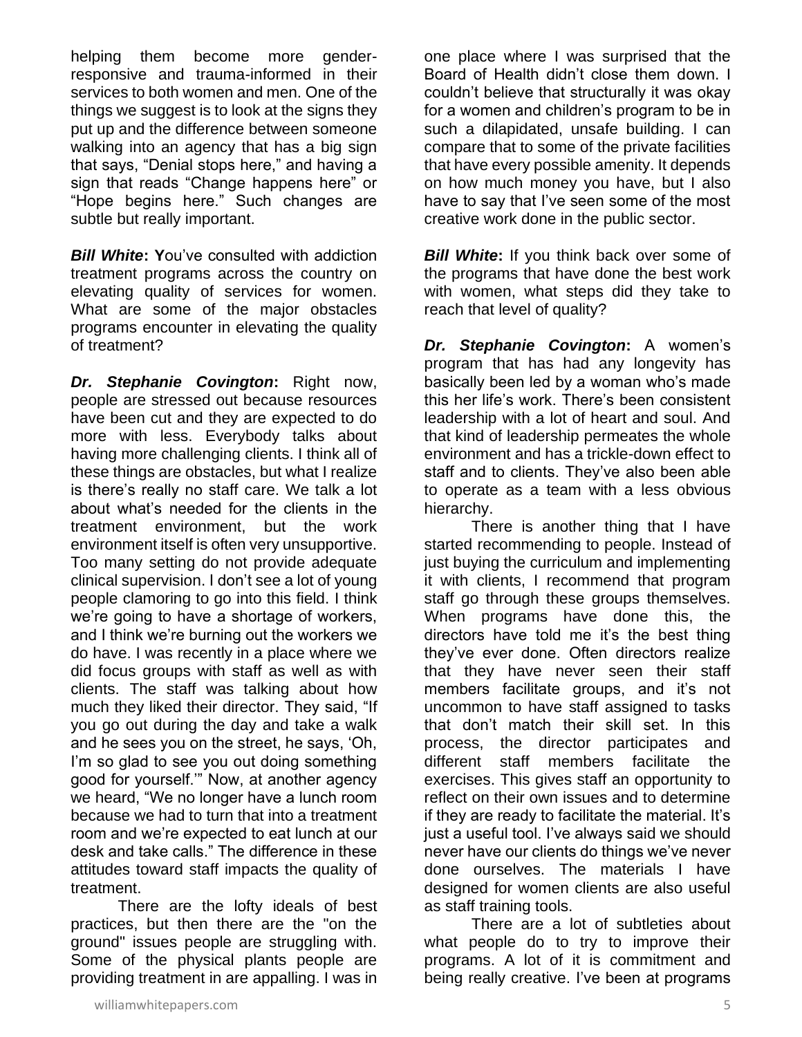helping them become more gender-responsive and trauma-informed in their services to both women and men. One of the things we suggest is to look at the signs they put up and the difference between someone walking into an agency that has a big sign that says, "Denial stops here," and having a sign that reads "Change happens here" or "Hope begins here." Such changes are subtle but really important.

***Bill White*:** You've consulted with addiction treatment programs across the country on elevating quality of services for women. What are some of the major obstacles programs encounter in elevating the quality of treatment?

***Dr. Stephanie Covington*:** Right now, people are stressed out because resources have been cut and they are expected to do more with less. Everybody talks about having more challenging clients. I think all of these things are obstacles, but what I realize is there's really no staff care. We talk a lot about what's needed for the clients in the treatment environment, but the work environment itself is often very unsupportive. Too many setting do not provide adequate clinical supervision. I don't see a lot of young people clamoring to go into this field. I think we're going to have a shortage of workers, and I think we're burning out the workers we do have. I was recently in a place where we did focus groups with staff as well as with clients. The staff was talking about how much they liked their director. They said, "If you go out during the day and take a walk and he sees you on the street, he says, 'Oh, I'm so glad to see you out doing something good for yourself.'" Now, at another agency we heard, "We no longer have a lunch room because we had to turn that into a treatment room and we're expected to eat lunch at our desk and take calls." The difference in these attitudes toward staff impacts the quality of treatment.

There are the lofty ideals of best practices, but then there are the "on the ground" issues people are struggling with. Some of the physical plants people are providing treatment in are appalling. I was in one place where I was surprised that the Board of Health didn't close them down. I couldn't believe that structurally it was okay for a women and children's program to be in such a dilapidated, unsafe building. I can compare that to some of the private facilities that have every possible amenity. It depends on how much money you have, but I also have to say that I've seen some of the most creative work done in the public sector.

***Bill White*:** If you think back over some of the programs that have done the best work with women, what steps did they take to reach that level of quality?

***Dr. Stephanie Covington*:** A women's program that has had any longevity has basically been led by a woman who's made this her life's work. There's been consistent leadership with a lot of heart and soul. And that kind of leadership permeates the whole environment and has a trickle-down effect to staff and to clients. They've also been able to operate as a team with a less obvious hierarchy.

There is another thing that I have started recommending to people. Instead of just buying the curriculum and implementing it with clients, I recommend that program staff go through these groups themselves. When programs have done this, the directors have told me it's the best thing they've ever done. Often directors realize that they have never seen their staff members facilitate groups, and it's not uncommon to have staff assigned to tasks that don't match their skill set. In this process, the director participates and different staff members facilitate the exercises. This gives staff an opportunity to reflect on their own issues and to determine if they are ready to facilitate the material. It's just a useful tool. I've always said we should never have our clients do things we've never done ourselves. The materials I have designed for women clients are also useful as staff training tools.

There are a lot of subtleties about what people do to try to improve their programs. A lot of it is commitment and being really creative. I've been at programs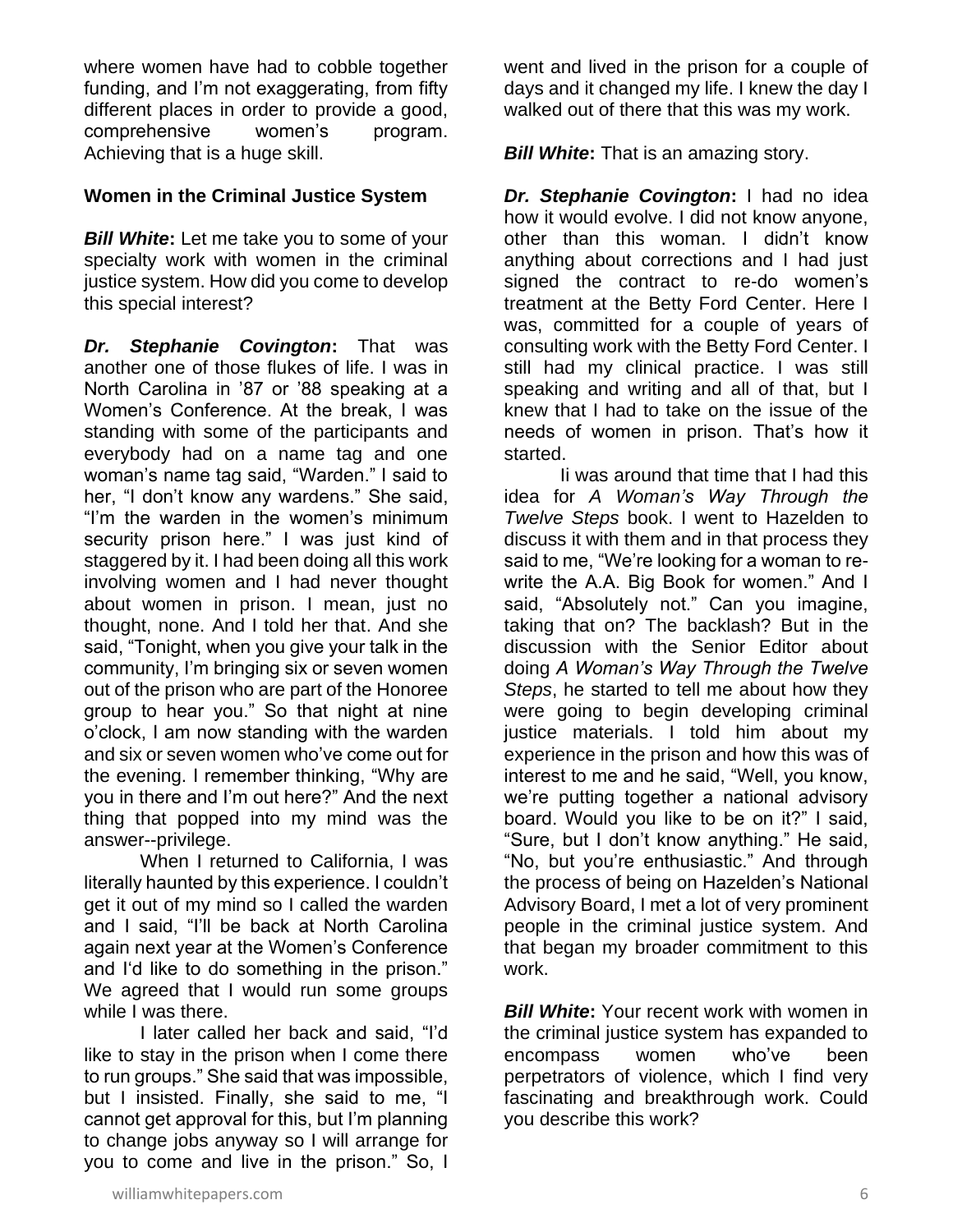where women have had to cobble together funding, and I'm not exaggerating, from fifty different places in order to provide a good, comprehensive women's program. Achieving that is a huge skill.

### Women in the Criminal Justice System

***Bill White*:** Let me take you to some of your specialty work with women in the criminal justice system. How did you come to develop this special interest?

***Dr. Stephanie Covington*:** That was another one of those flukes of life. I was in North Carolina in '87 or '88 speaking at a Women's Conference. At the break, I was standing with some of the participants and everybody had on a name tag and one woman's name tag said, "Warden." I said to her, "I don't know any wardens." She said, "I'm the warden in the women's minimum security prison here." I was just kind of staggered by it. I had been doing all this work involving women and I had never thought about women in prison. I mean, just no thought, none. And I told her that. And she said, "Tonight, when you give your talk in the community, I'm bringing six or seven women out of the prison who are part of the Honoree group to hear you." So that night at nine o'clock, I am now standing with the warden and six or seven women who've come out for the evening. I remember thinking, "Why are you in there and I'm out here?" And the next thing that popped into my mind was the answer--privilege.

When I returned to California, I was literally haunted by this experience. I couldn't get it out of my mind so I called the warden and I said, "I'll be back at North Carolina again next year at the Women's Conference and I'd like to do something in the prison." We agreed that I would run some groups while I was there.

I later called her back and said, "I'd like to stay in the prison when I come there to run groups." She said that was impossible, but I insisted. Finally, she said to me, "I cannot get approval for this, but I'm planning to change jobs anyway so I will arrange for you to come and live in the prison." So, I went and lived in the prison for a couple of days and it changed my life. I knew the day I walked out of there that this was my work.

***Bill White*:** That is an amazing story.

***Dr. Stephanie Covington*:** I had no idea how it would evolve. I did not know anyone, other than this woman. I didn't know anything about corrections and I had just signed the contract to re-do women's treatment at the Betty Ford Center. Here I was, committed for a couple of years of consulting work with the Betty Ford Center. I still had my clinical practice. I was still speaking and writing and all of that, but I knew that I had to take on the issue of the needs of women in prison. That's how it started.

Ii was around that time that I had this idea for *A Woman's Way Through the Twelve Steps* book. I went to Hazelden to discuss it with them and in that process they said to me, "We're looking for a woman to re-write the A.A. Big Book for women." And I said, "Absolutely not." Can you imagine, taking that on? The backlash? But in the discussion with the Senior Editor about doing *A Woman's Way Through the Twelve Steps*, he started to tell me about how they were going to begin developing criminal justice materials. I told him about my experience in the prison and how this was of interest to me and he said, "Well, you know, we're putting together a national advisory board. Would you like to be on it?" I said, "Sure, but I don't know anything." He said, "No, but you're enthusiastic." And through the process of being on Hazelden's National Advisory Board, I met a lot of very prominent people in the criminal justice system. And that began my broader commitment to this work.

***Bill White*:** Your recent work with women in the criminal justice system has expanded to encompass women who've been perpetrators of violence, which I find very fascinating and breakthrough work. Could you describe this work?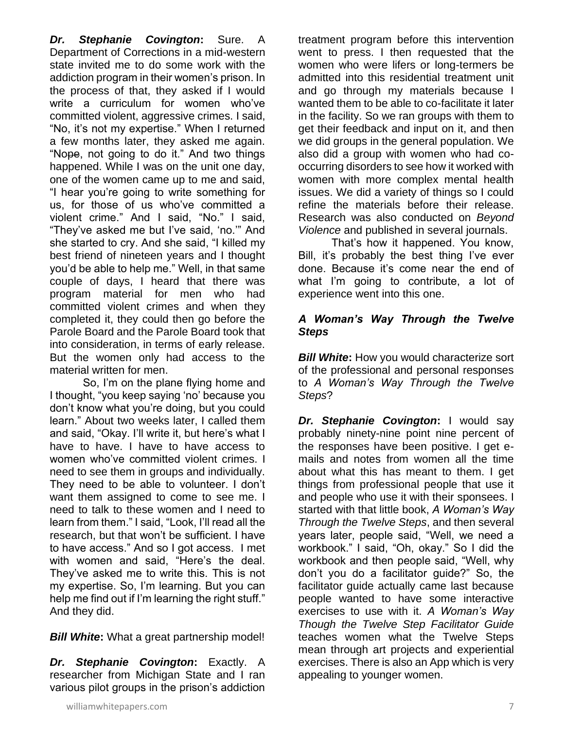***Dr. Stephanie Covington*:** Sure. A Department of Corrections in a mid-western state invited me to do some work with the addiction program in their women's prison. In the process of that, they asked if I would write a curriculum for women who've committed violent, aggressive crimes. I said, "No, it's not my expertise." When I returned a few months later, they asked me again. "Nope, not going to do it." And two things happened. While I was on the unit one day, one of the women came up to me and said, "I hear you're going to write something for us, for those of us who've committed a violent crime." And I said, "No." I said, "They've asked me but I've said, 'no.'" And she started to cry. And she said, "I killed my best friend of nineteen years and I thought you'd be able to help me." Well, in that same couple of days, I heard that there was program material for men who had committed violent crimes and when they completed it, they could then go before the Parole Board and the Parole Board took that into consideration, in terms of early release. But the women only had access to the material written for men.

So, I'm on the plane flying home and I thought, "you keep saying 'no' because you don't know what you're doing, but you could learn." About two weeks later, I called them and said, "Okay. I'll write it, but here's what I have to have. I have to have access to women who've committed violent crimes. I need to see them in groups and individually. They need to be able to volunteer. I don't want them assigned to come to see me. I need to talk to these women and I need to learn from them." I said, "Look, I'll read all the research, but that won't be sufficient. I have to have access." And so I got access. I met with women and said, "Here's the deal. They've asked me to write this. This is not my expertise. So, I'm learning. But you can help me find out if I'm learning the right stuff." And they did.

***Bill White*:** What a great partnership model!

***Dr. Stephanie Covington*:** Exactly. A researcher from Michigan State and I ran various pilot groups in the prison's addiction treatment program before this intervention went to press. I then requested that the women who were lifers or long-termers be admitted into this residential treatment unit and go through my materials because I wanted them to be able to co-facilitate it later in the facility. So we ran groups with them to get their feedback and input on it, and then we did groups in the general population. We also did a group with women who had co-occurring disorders to see how it worked with women with more complex mental health issues. We did a variety of things so I could refine the materials before their release. Research was also conducted on *Beyond Violence* and published in several journals.

That's how it happened. You know, Bill, it's probably the best thing I've ever done. Because it's come near the end of what I'm going to contribute, a lot of experience went into this one.

### *A Woman's Way Through the Twelve Steps*

***Bill White*:** How you would characterize sort of the professional and personal responses to *A Woman's Way Through the Twelve Steps*?

***Dr. Stephanie Covington*:** I would say probably ninety-nine point nine percent of the responses have been positive. I get e-mails and notes from women all the time about what this has meant to them. I get things from professional people that use it and people who use it with their sponsees. I started with that little book, *A Woman's Way Through the Twelve Steps*, and then several years later, people said, "Well, we need a workbook." I said, "Oh, okay." So I did the workbook and then people said, "Well, why don't you do a facilitator guide?" So, the facilitator guide actually came last because people wanted to have some interactive exercises to use with it. *A Woman's Way Though the Twelve Step Facilitator Guide* teaches women what the Twelve Steps mean through art projects and experiential exercises. There is also an App which is very appealing to younger women.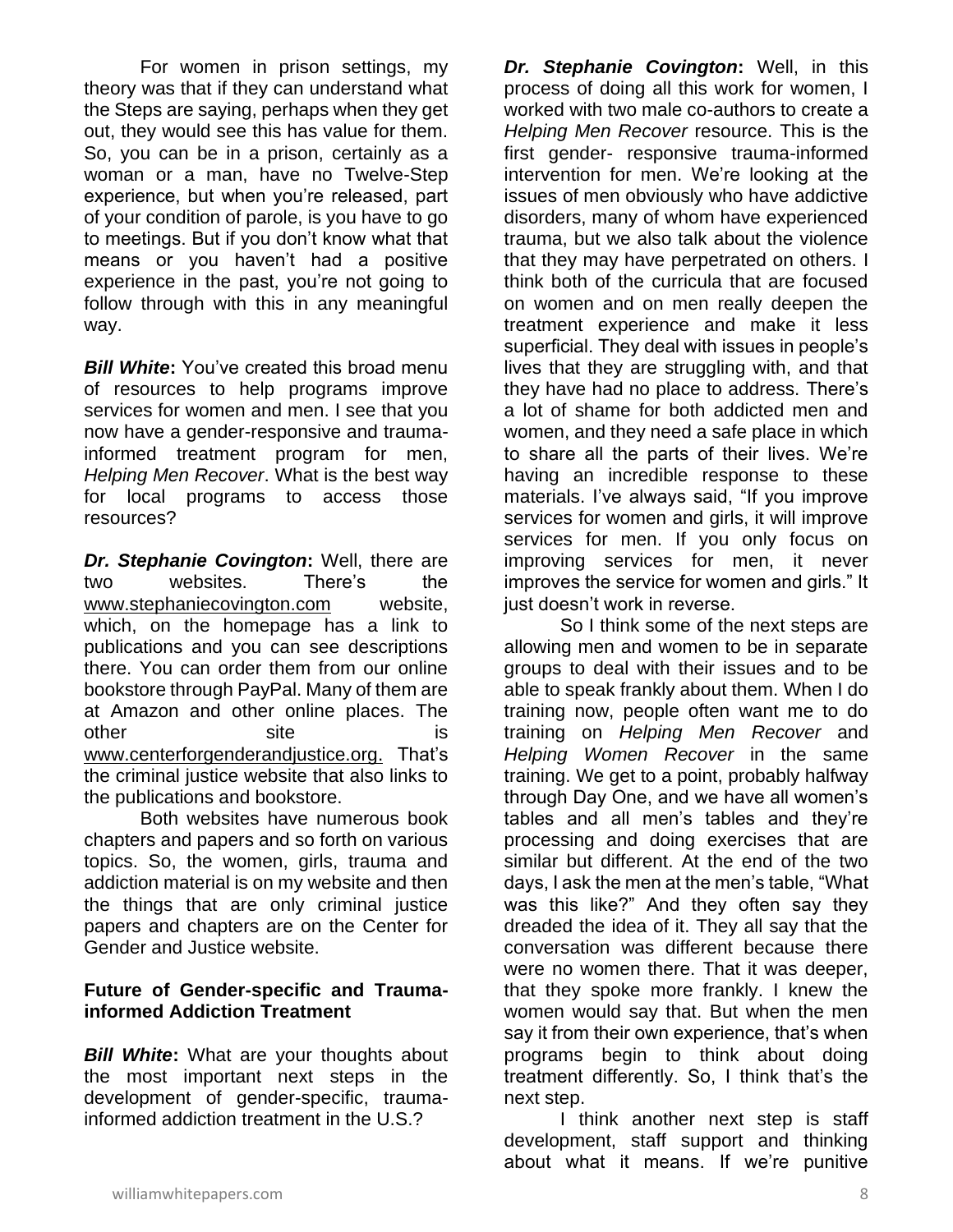For women in prison settings, my theory was that if they can understand what the Steps are saying, perhaps when they get out, they would see this has value for them. So, you can be in a prison, certainly as a woman or a man, have no Twelve-Step experience, but when you're released, part of your condition of parole, is you have to go to meetings. But if you don't know what that means or you haven't had a positive experience in the past, you're not going to follow through with this in any meaningful way.

***Bill White*:** You've created this broad menu of resources to help programs improve services for women and men. I see that you now have a gender-responsive and trauma-informed treatment program for men, *Helping Men Recover*. What is the best way for local programs to access those resources?

***Dr. Stephanie Covington*:** Well, there are two websites. There's the www.stephaniecovington.com website, which, on the homepage has a link to publications and you can see descriptions there. You can order them from our online bookstore through PayPal. Many of them are at Amazon and other online places. The other site is www.centerforgenderandjustice.org. That's the criminal justice website that also links to the publications and bookstore.

Both websites have numerous book chapters and papers and so forth on various topics. So, the women, girls, trauma and addiction material is on my website and then the things that are only criminal justice papers and chapters are on the Center for Gender and Justice website.

**Future of Gender-specific and Trauma-informed Addiction Treatment**

***Bill White*:** What are your thoughts about the most important next steps in the development of gender-specific, trauma-informed addiction treatment in the U.S.?

***Dr. Stephanie Covington*:** Well, in this process of doing all this work for women, I worked with two male co-authors to create a *Helping Men Recover* resource. This is the first gender- responsive trauma-informed intervention for men. We're looking at the issues of men obviously who have addictive disorders, many of whom have experienced trauma, but we also talk about the violence that they may have perpetrated on others. I think both of the curricula that are focused on women and on men really deepen the treatment experience and make it less superficial. They deal with issues in people's lives that they are struggling with, and that they have had no place to address. There's a lot of shame for both addicted men and women, and they need a safe place in which to share all the parts of their lives. We're having an incredible response to these materials. I've always said, "If you improve services for women and girls, it will improve services for men. If you only focus on improving services for men, it never improves the service for women and girls." It just doesn't work in reverse.

So I think some of the next steps are allowing men and women to be in separate groups to deal with their issues and to be able to speak frankly about them. When I do training now, people often want me to do training on *Helping Men Recover* and *Helping Women Recover* in the same training. We get to a point, probably halfway through Day One, and we have all women's tables and all men's tables and they're processing and doing exercises that are similar but different. At the end of the two days, I ask the men at the men's table, "What was this like?" And they often say they dreaded the idea of it. They all say that the conversation was different because there were no women there. That it was deeper, that they spoke more frankly. I knew the women would say that. But when the men say it from their own experience, that's when programs begin to think about doing treatment differently. So, I think that's the next step.

I think another next step is staff development, staff support and thinking about what it means. If we're punitive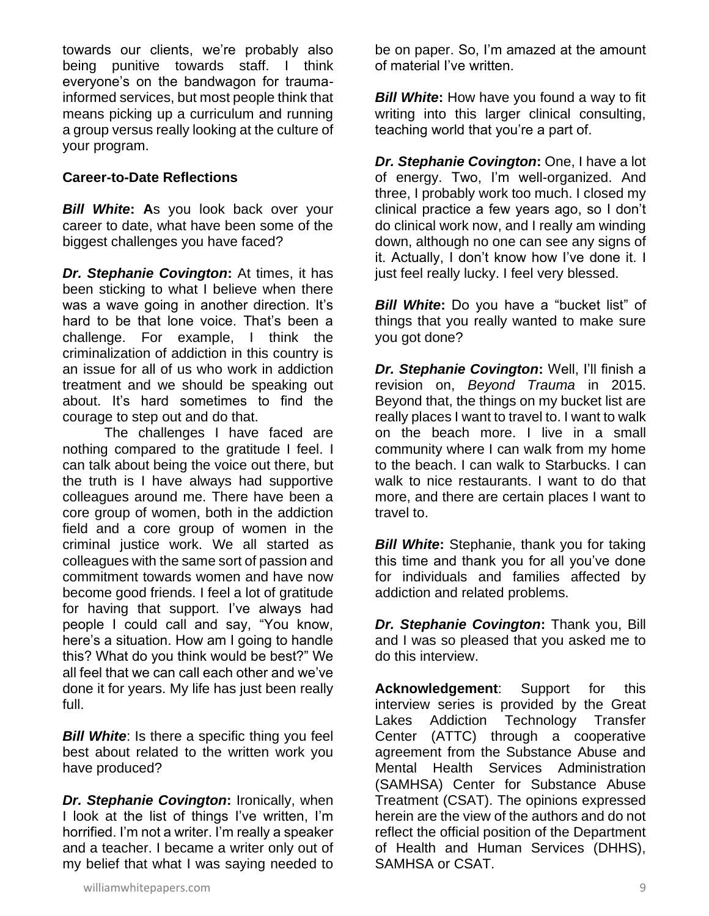towards our clients, we're probably also being punitive towards staff. I think everyone's on the bandwagon for trauma-informed services, but most people think that means picking up a curriculum and running a group versus really looking at the culture of your program.

**Career-to-Date Reflections**

***Bill White*****: A**s you look back over your career to date, what have been some of the biggest challenges you have faced?

***Dr. Stephanie Covington*****:** At times, it has been sticking to what I believe when there was a wave going in another direction. It's hard to be that lone voice. That's been a challenge. For example, I think the criminalization of addiction in this country is an issue for all of us who work in addiction treatment and we should be speaking out about. It's hard sometimes to find the courage to step out and do that.

The challenges I have faced are nothing compared to the gratitude I feel. I can talk about being the voice out there, but the truth is I have always had supportive colleagues around me. There have been a core group of women, both in the addiction field and a core group of women in the criminal justice work. We all started as colleagues with the same sort of passion and commitment towards women and have now become good friends. I feel a lot of gratitude for having that support. I've always had people I could call and say, "You know, here's a situation. How am I going to handle this? What do you think would be best?" We all feel that we can call each other and we've done it for years. My life has just been really full.

***Bill White***: Is there a specific thing you feel best about related to the written work you have produced?

***Dr. Stephanie Covington*****:** Ironically, when I look at the list of things I've written, I'm horrified. I'm not a writer. I'm really a speaker and a teacher. I became a writer only out of my belief that what I was saying needed to be on paper. So, I'm amazed at the amount of material I've written.

***Bill White*****:** How have you found a way to fit writing into this larger clinical consulting, teaching world that you're a part of.

***Dr. Stephanie Covington*****:** One, I have a lot of energy. Two, I'm well-organized. And three, I probably work too much. I closed my clinical practice a few years ago, so I don't do clinical work now, and I really am winding down, although no one can see any signs of it. Actually, I don't know how I've done it. I just feel really lucky. I feel very blessed.

***Bill White*****:** Do you have a "bucket list" of things that you really wanted to make sure you got done?

***Dr. Stephanie Covington*****:** Well, I'll finish a revision on, *Beyond Trauma* in 2015. Beyond that, the things on my bucket list are really places I want to travel to. I want to walk on the beach more. I live in a small community where I can walk from my home to the beach. I can walk to Starbucks. I can walk to nice restaurants. I want to do that more, and there are certain places I want to travel to.

***Bill White*****:** Stephanie, thank you for taking this time and thank you for all you've done for individuals and families affected by addiction and related problems.

***Dr. Stephanie Covington*****:** Thank you, Bill and I was so pleased that you asked me to do this interview.

**Acknowledgement**: Support for this interview series is provided by the Great Lakes Addiction Technology Transfer Center (ATTC) through a cooperative agreement from the Substance Abuse and Mental Health Services Administration (SAMHSA) Center for Substance Abuse Treatment (CSAT). The opinions expressed herein are the view of the authors and do not reflect the official position of the Department of Health and Human Services (DHHS), SAMHSA or CSAT.